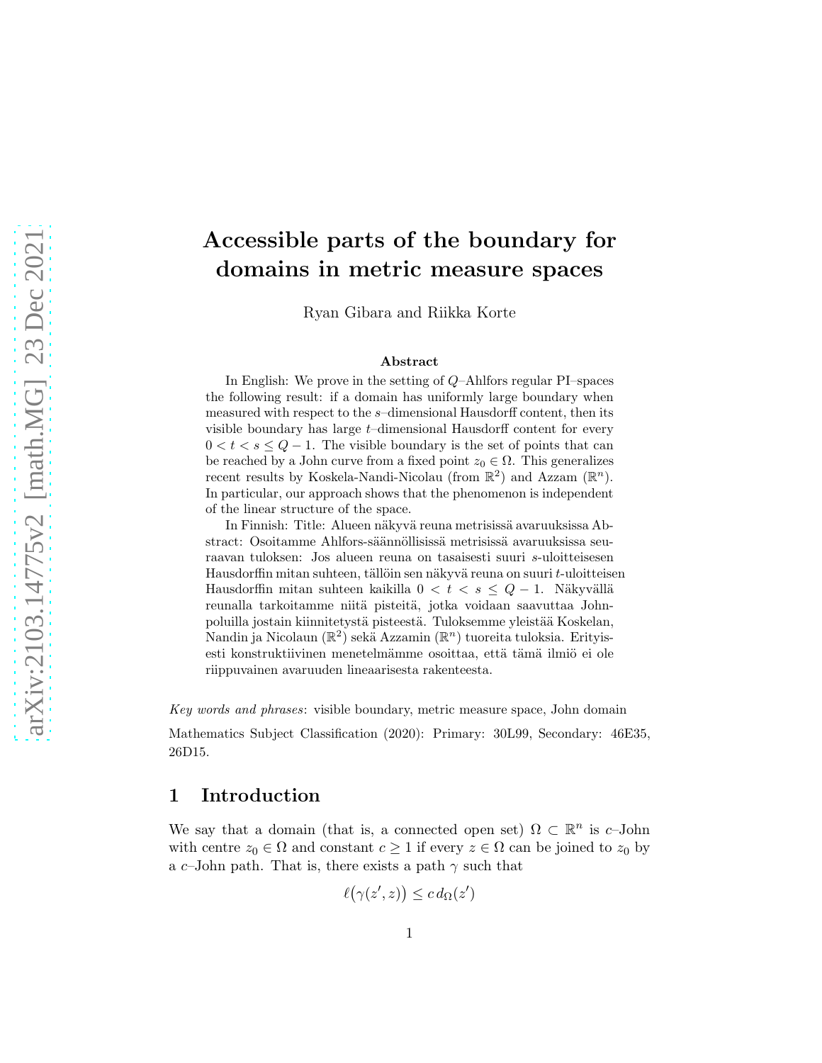# Accessible parts of the boundary for domains in metric measure spaces

Ryan Gibara and Riikka Korte

### Abstract

In English: We prove in the setting of $Q$–Ahlfors regular PI–spaces the following result: if a domain has uniformly large boundary when measured with respect to the $s$–dimensional Hausdorff content, then its visible boundary has large $t$–dimensional Hausdorff content for every $0 < t < s \leq Q - 1$. The visible boundary is the set of points that can be reached by a John curve from a fixed point $z_0 \in \Omega$. This generalizes recent results by Koskela-Nandi-Nicolau (from $\mathbb{R}^2$) and Azzam ($\mathbb{R}^n$). In particular, our approach shows that the phenomenon is independent of the linear structure of the space.

In Finnish: Title: Alueen näkyvä reuna metrisissä avaruuksissa Abstract: Osoitamme Ahlfors-säännöllisissä metrisissä avaruuksissa seuraavan tuloksen: Jos alueen reuna on tasaisesti suuri $s$-uloitteisesen Hausdorffin mitan suhteen, tällöin sen näkyvä reuna on suuri $t$-uloitteisen Hausdorffin mitan suhteen kaikilla $0 < t < s \leq Q - 1$. Näkyvällä reunalla tarkoitamme niitä pisteitä, jotka voidaan saavuttaa John-poluilla jostain kiinnitetystä pisteestä. Tuloksemme yleistää Koskelan, Nandin ja Nicolaun ($\mathbb{R}^2$) sekä Azzamin ($\mathbb{R}^n$) tuoreita tuloksia. Erityisesti konstruktiivinen menetelmämme osoittaa, että tämä ilmiö ei ole riippuvainen avaruuden lineaarisesta rakenteesta.

*Key words and phrases*: visible boundary, metric measure space, John domain

Mathematics Subject Classification (2020): Primary: 30L99, Secondary: 46E35, 26D15.

## 1 Introduction

We say that a domain (that is, a connected open set) $\Omega \subset \mathbb{R}^n$ is $c$–John with centre $z_0 \in \Omega$ and constant $c \geq 1$ if every $z \in \Omega$ can be joined to $z_0$ by a $c$–John path. That is, there exists a path $\gamma$ such that

$$\ell\big(\gamma(z', z)\big) \leq c\, d_\Omega(z')$$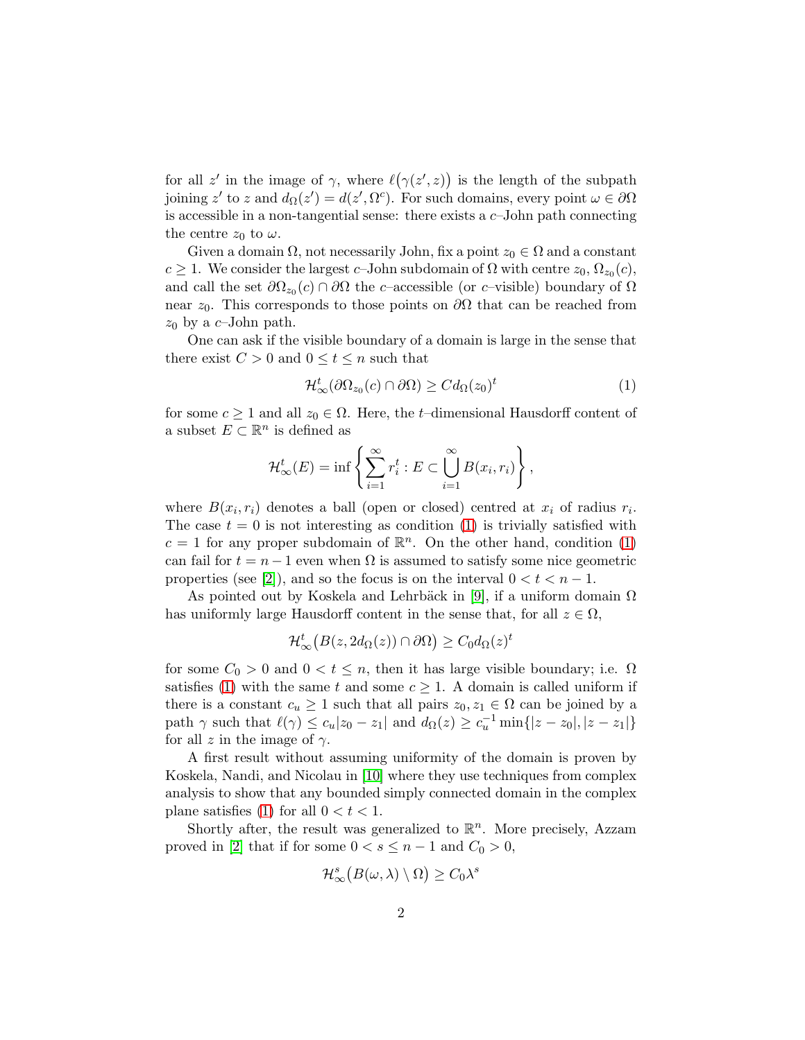for all $z'$ in the image of $\gamma$, where $\ell\big(\gamma(z',z)\big)$ is the length of the subpath joining $z'$ to $z$ and $d_\Omega(z') = d(z',\Omega^c)$. For such domains, every point $\omega \in \partial\Omega$ is accessible in a non-tangential sense: there exists a $c$–John path connecting the centre $z_0$ to $\omega$.

Given a domain $\Omega$, not necessarily John, fix a point $z_0 \in \Omega$ and a constant $c \geq 1$. We consider the largest $c$–John subdomain of $\Omega$ with centre $z_0$, $\Omega_{z_0}(c)$, and call the set $\partial\Omega_{z_0}(c) \cap \partial\Omega$ the $c$–accessible (or $c$–visible) boundary of $\Omega$ near $z_0$. This corresponds to those points on $\partial\Omega$ that can be reached from $z_0$ by a $c$–John path.

One can ask if the visible boundary of a domain is large in the sense that there exist $C > 0$ and $0 \leq t \leq n$ such that

$$\mathcal{H}^t_\infty(\partial\Omega_{z_0}(c) \cap \partial\Omega) \geq C d_\Omega(z_0)^t \tag{1}$$

for some $c \geq 1$ and all $z_0 \in \Omega$. Here, the $t$–dimensional Hausdorff content of a subset $E \subset \mathbb{R}^n$ is defined as

$$\mathcal{H}^t_\infty(E) = \inf\left\{\sum_{i=1}^\infty r_i^t : E \subset \bigcup_{i=1}^\infty B(x_i, r_i)\right\},$$

where $B(x_i, r_i)$ denotes a ball (open or closed) centred at $x_i$ of radius $r_i$. The case $t = 0$ is not interesting as condition (1) is trivially satisfied with $c = 1$ for any proper subdomain of $\mathbb{R}^n$. On the other hand, condition (1) can fail for $t = n - 1$ even when $\Omega$ is assumed to satisfy some nice geometric properties (see [2]), and so the focus is on the interval $0 < t < n - 1$.

As pointed out by Koskela and Lehrbäck in [9], if a uniform domain $\Omega$ has uniformly large Hausdorff content in the sense that, for all $z \in \Omega$,

$$\mathcal{H}^t_\infty\big(B(z, 2d_\Omega(z)) \cap \partial\Omega\big) \geq C_0 d_\Omega(z)^t$$

for some $C_0 > 0$ and $0 < t \leq n$, then it has large visible boundary; i.e. $\Omega$ satisfies (1) with the same $t$ and some $c \geq 1$. A domain is called uniform if there is a constant $c_u \geq 1$ such that all pairs $z_0, z_1 \in \Omega$ can be joined by a path $\gamma$ such that $\ell(\gamma) \leq c_u|z_0 - z_1|$ and $d_\Omega(z) \geq c_u^{-1}\min\{|z - z_0|, |z - z_1|\}$ for all $z$ in the image of $\gamma$.

A first result without assuming uniformity of the domain is proven by Koskela, Nandi, and Nicolau in [10] where they use techniques from complex analysis to show that any bounded simply connected domain in the complex plane satisfies (1) for all $0 < t < 1$.

Shortly after, the result was generalized to $\mathbb{R}^n$. More precisely, Azzam proved in [2] that if for some $0 < s \leq n - 1$ and $C_0 > 0$,

$$\mathcal{H}^s_\infty\big(B(\omega, \lambda) \setminus \Omega\big) \geq C_0\lambda^s$$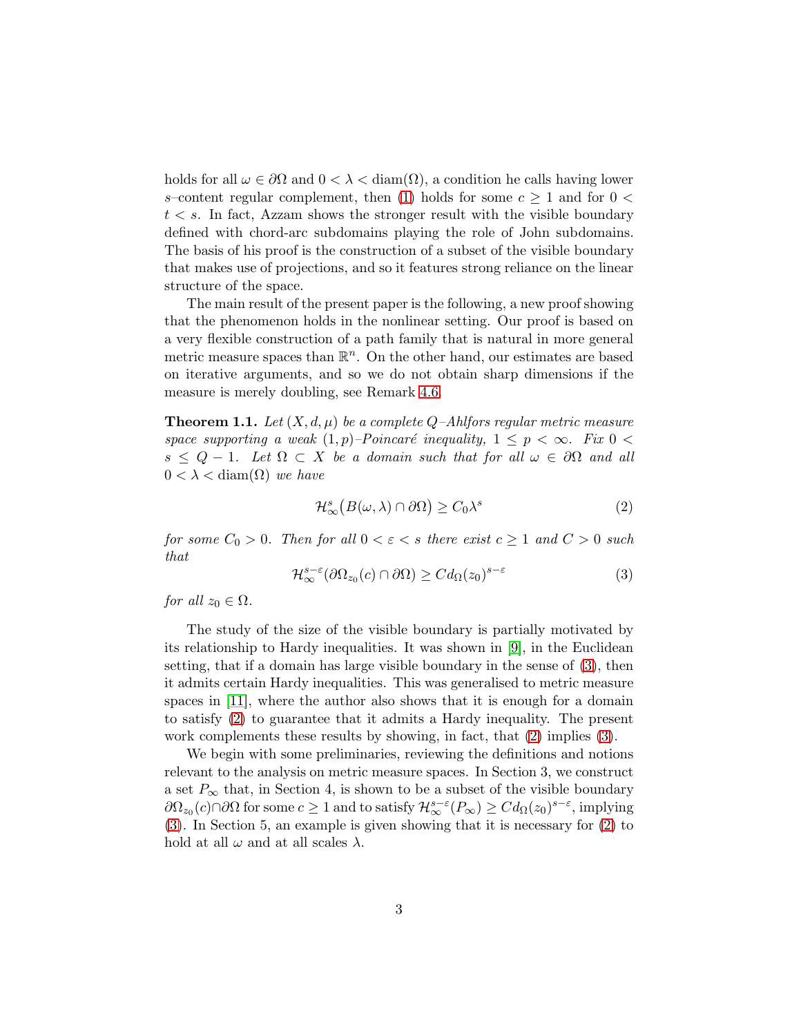holds for all $\omega \in \partial\Omega$ and $0 < \lambda < \operatorname{diam}(\Omega)$, a condition he calls having lower $s$–content regular complement, then (1) holds for some $c \geq 1$ and for $0 < t < s$. In fact, Azzam shows the stronger result with the visible boundary defined with chord-arc subdomains playing the role of John subdomains. The basis of his proof is the construction of a subset of the visible boundary that makes use of projections, and so it features strong reliance on the linear structure of the space.

The main result of the present paper is the following, a new proof showing that the phenomenon holds in the nonlinear setting. Our proof is based on a very flexible construction of a path family that is natural in more general metric measure spaces than $\mathbb{R}^n$. On the other hand, our estimates are based on iterative arguments, and so we do not obtain sharp dimensions if the measure is merely doubling, see Remark 4.6.

**Theorem 1.1.** *Let $(X, d, \mu)$ be a complete $Q$–Ahlfors regular metric measure space supporting a weak $(1, p)$–Poincaré inequality, $1 \leq p < \infty$. Fix $0 < s \leq Q - 1$. Let $\Omega \subset X$ be a domain such that for all $\omega \in \partial\Omega$ and all $0 < \lambda < \operatorname{diam}(\Omega)$ we have*

$$\mathcal{H}^s_\infty\big(B(\omega, \lambda) \cap \partial\Omega\big) \geq C_0 \lambda^s \tag{2}$$

*for some $C_0 > 0$. Then for all $0 < \varepsilon < s$ there exist $c \geq 1$ and $C > 0$ such that*

$$\mathcal{H}^{s-\varepsilon}_\infty(\partial\Omega_{z_0}(c) \cap \partial\Omega) \geq C d_\Omega(z_0)^{s-\varepsilon} \tag{3}$$

*for all $z_0 \in \Omega$.*

The study of the size of the visible boundary is partially motivated by its relationship to Hardy inequalities. It was shown in [9], in the Euclidean setting, that if a domain has large visible boundary in the sense of (3), then it admits certain Hardy inequalities. This was generalised to metric measure spaces in [11], where the author also shows that it is enough for a domain to satisfy (2) to guarantee that it admits a Hardy inequality. The present work complements these results by showing, in fact, that (2) implies (3).

We begin with some preliminaries, reviewing the definitions and notions relevant to the analysis on metric measure spaces. In Section 3, we construct a set $P_\infty$ that, in Section 4, is shown to be a subset of the visible boundary $\partial\Omega_{z_0}(c) \cap \partial\Omega$ for some $c \geq 1$ and to satisfy $\mathcal{H}^{s-\varepsilon}_\infty(P_\infty) \geq C d_\Omega(z_0)^{s-\varepsilon}$, implying (3). In Section 5, an example is given showing that it is necessary for (2) to hold at all $\omega$ and at all scales $\lambda$.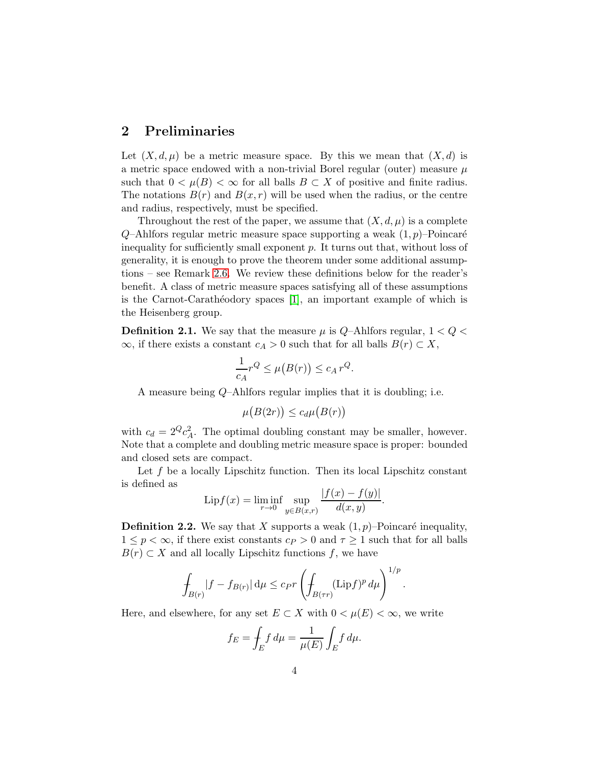## 2 Preliminaries

Let $(X, d, \mu)$ be a metric measure space. By this we mean that $(X, d)$ is a metric space endowed with a non-trivial Borel regular (outer) measure $\mu$ such that $0 < \mu(B) < \infty$ for all balls $B \subset X$ of positive and finite radius. The notations $B(r)$ and $B(x, r)$ will be used when the radius, or the centre and radius, respectively, must be specified.

Throughout the rest of the paper, we assume that $(X, d, \mu)$ is a complete $Q$–Ahlfors regular metric measure space supporting a weak $(1, p)$–Poincaré inequality for sufficiently small exponent $p$. It turns out that, without loss of generality, it is enough to prove the theorem under some additional assumptions – see Remark 2.6. We review these definitions below for the reader's benefit. A class of metric measure spaces satisfying all of these assumptions is the Carnot-Carathéodory spaces [1], an important example of which is the Heisenberg group.

**Definition 2.1.** We say that the measure $\mu$ is $Q$–Ahlfors regular, $1 < Q < \infty$, if there exists a constant $c_A > 0$ such that for all balls $B(r) \subset X$,

$$\frac{1}{c_A} r^Q \leq \mu\big(B(r)\big) \leq c_A\, r^Q.$$

A measure being $Q$–Ahlfors regular implies that it is doubling; i.e.

$$\mu\big(B(2r)\big) \leq c_d \mu\big(B(r)\big)$$

with $c_d = 2^Q c_A^2$. The optimal doubling constant may be smaller, however. Note that a complete and doubling metric measure space is proper: bounded and closed sets are compact.

Let $f$ be a locally Lipschitz function. Then its local Lipschitz constant is defined as

$$\mathrm{Lip} f(x) = \liminf_{r \to 0} \sup_{y \in B(x,r)} \frac{|f(x) - f(y)|}{d(x, y)}.$$

**Definition 2.2.** We say that $X$ supports a weak $(1, p)$–Poincaré inequality, $1 \leq p < \infty$, if there exist constants $c_P > 0$ and $\tau \geq 1$ such that for all balls $B(r) \subset X$ and all locally Lipschitz functions $f$, we have

$$\fint_{B(r)} |f - f_{B(r)}| \,\mathrm{d}\mu \leq c_P r \left( \fint_{B(\tau r)} (\mathrm{Lip} f)^p \, d\mu \right)^{1/p}.$$

Here, and elsewhere, for any set $E \subset X$ with $0 < \mu(E) < \infty$, we write

$$f_E = \fint_E f \, d\mu = \frac{1}{\mu(E)} \int_E f \, d\mu.$$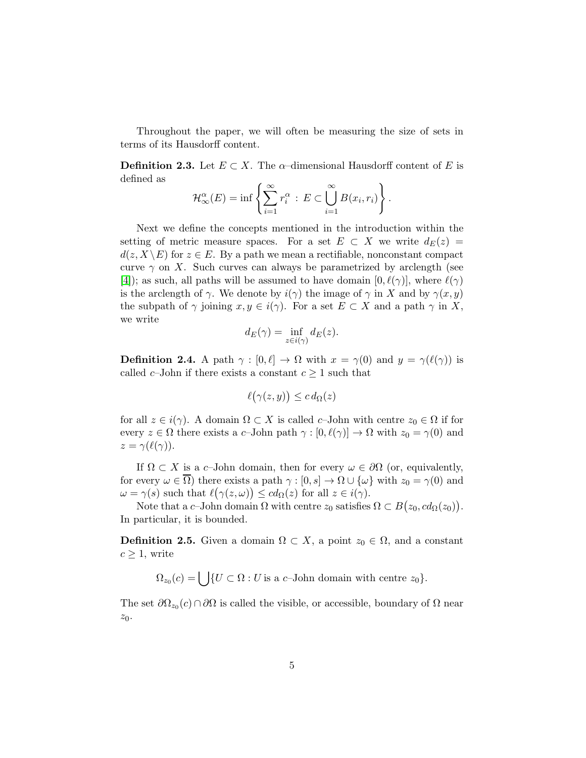Throughout the paper, we will often be measuring the size of sets in terms of its Hausdorff content.

**Definition 2.3.** Let $E \subset X$. The $\alpha$–dimensional Hausdorff content of $E$ is defined as

$$\mathcal{H}^{\alpha}_{\infty}(E) = \inf \left\{ \sum_{i=1}^{\infty} r_i^{\alpha} \, : \, E \subset \bigcup_{i=1}^{\infty} B(x_i, r_i) \right\}.$$

Next we define the concepts mentioned in the introduction within the setting of metric measure spaces. For a set $E \subset X$ we write $d_E(z) = d(z, X \setminus E)$ for $z \in E$. By a path we mean a rectifiable, nonconstant compact curve $\gamma$ on $X$. Such curves can always be parametrized by arclength (see [4]); as such, all paths will be assumed to have domain $[0, \ell(\gamma)]$, where $\ell(\gamma)$ is the arclength of $\gamma$. We denote by $i(\gamma)$ the image of $\gamma$ in $X$ and by $\gamma(x, y)$ the subpath of $\gamma$ joining $x, y \in i(\gamma)$. For a set $E \subset X$ and a path $\gamma$ in $X$, we write

$$d_E(\gamma) = \inf_{z \in i(\gamma)} d_E(z).$$

**Definition 2.4.** A path $\gamma : [0, \ell] \to \Omega$ with $x = \gamma(0)$ and $y = \gamma(\ell(\gamma))$ is called $c$–John if there exists a constant $c \geq 1$ such that

$$\ell\big(\gamma(z, y)\big) \leq c \, d_{\Omega}(z)$$

for all $z \in i(\gamma)$. A domain $\Omega \subset X$ is called $c$–John with centre $z_0 \in \Omega$ if for every $z \in \Omega$ there exists a $c$–John path $\gamma : [0, \ell(\gamma)] \to \Omega$ with $z_0 = \gamma(0)$ and $z = \gamma(\ell(\gamma))$.

If $\Omega \subset X$ is a $c$–John domain, then for every $\omega \in \partial\Omega$ (or, equivalently, for every $\omega \in \overline{\Omega}$) there exists a path $\gamma : [0, s] \to \Omega \cup \{\omega\}$ with $z_0 = \gamma(0)$ and $\omega = \gamma(s)$ such that $\ell\big(\gamma(z, \omega)\big) \leq c d_{\Omega}(z)$ for all $z \in i(\gamma)$.

Note that a $c$–John domain $\Omega$ with centre $z_0$ satisfies $\Omega \subset B\big(z_0, c d_{\Omega}(z_0)\big)$. In particular, it is bounded.

**Definition 2.5.** Given a domain $\Omega \subset X$, a point $z_0 \in \Omega$, and a constant $c \geq 1$, write

$$\Omega_{z_0}(c) = \bigcup \{U \subset \Omega : U \text{ is a } c\text{–John domain with centre } z_0\}.$$

The set $\partial\Omega_{z_0}(c) \cap \partial\Omega$ is called the visible, or accessible, boundary of $\Omega$ near $z_0$.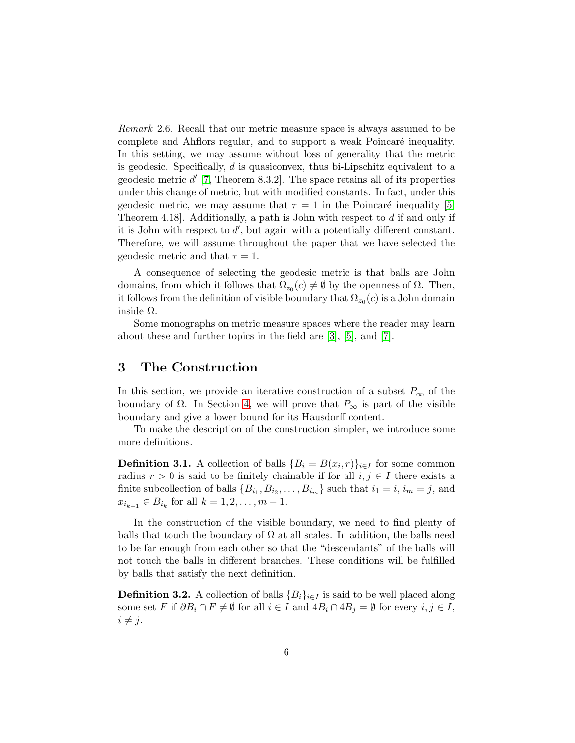*Remark* 2.6. Recall that our metric measure space is always assumed to be complete and Ahflors regular, and to support a weak Poincaré inequality. In this setting, we may assume without loss of generality that the metric is geodesic. Specifically, $d$ is quasiconvex, thus bi-Lipschitz equivalent to a geodesic metric $d'$ [7, Theorem 8.3.2]. The space retains all of its properties under this change of metric, but with modified constants. In fact, under this geodesic metric, we may assume that $\tau = 1$ in the Poincaré inequality [5, Theorem 4.18]. Additionally, a path is John with respect to $d$ if and only if it is John with respect to $d'$, but again with a potentially different constant. Therefore, we will assume throughout the paper that we have selected the geodesic metric and that $\tau = 1$.

A consequence of selecting the geodesic metric is that balls are John domains, from which it follows that $\Omega_{z_0}(c) \neq \emptyset$ by the openness of $\Omega$. Then, it follows from the definition of visible boundary that $\Omega_{z_0}(c)$ is a John domain inside $\Omega$.

Some monographs on metric measure spaces where the reader may learn about these and further topics in the field are [3], [5], and [7].

# 3 The Construction

In this section, we provide an iterative construction of a subset $P_\infty$ of the boundary of $\Omega$. In Section 4, we will prove that $P_\infty$ is part of the visible boundary and give a lower bound for its Hausdorff content.

To make the description of the construction simpler, we introduce some more definitions.

**Definition 3.1.** A collection of balls $\{B_i = B(x_i, r)\}_{i \in I}$ for some common radius $r > 0$ is said to be finitely chainable if for all $i, j \in I$ there exists a finite subcollection of balls $\{B_{i_1}, B_{i_2}, \ldots, B_{i_m}\}$ such that $i_1 = i$, $i_m = j$, and $x_{i_{k+1}} \in B_{i_k}$ for all $k = 1, 2, \ldots, m - 1$.

In the construction of the visible boundary, we need to find plenty of balls that touch the boundary of $\Omega$ at all scales. In addition, the balls need to be far enough from each other so that the "descendants" of the balls will not touch the balls in different branches. These conditions will be fulfilled by balls that satisfy the next definition.

**Definition 3.2.** A collection of balls $\{B_i\}_{i \in I}$ is said to be well placed along some set $F$ if $\partial B_i \cap F \neq \emptyset$ for all $i \in I$ and $4B_i \cap 4B_j = \emptyset$ for every $i, j \in I$, $i \neq j$.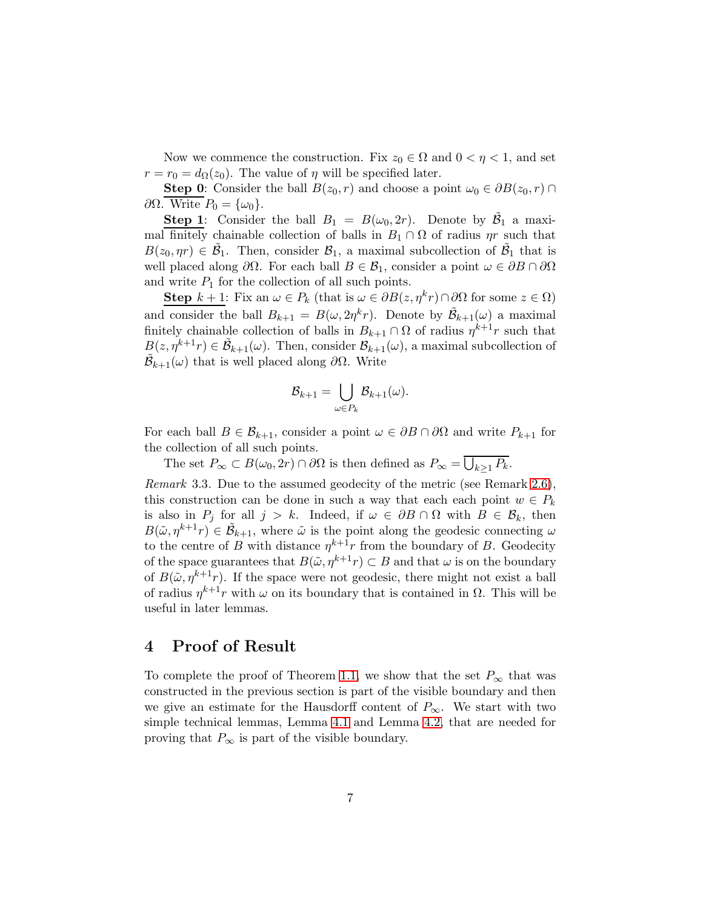Now we commence the construction. Fix $z_0 \in \Omega$ and $0 < \eta < 1$, and set $r = r_0 = d_\Omega(z_0)$. The value of $\eta$ will be specified later.

**Step 0**: Consider the ball $B(z_0, r)$ and choose a point $\omega_0 \in \partial B(z_0, r) \cap \partial\Omega$. Write $P_0 = \{\omega_0\}$.

**Step 1**: Consider the ball $B_1 = B(\omega_0, 2r)$. Denote by $\tilde{\mathcal{B}}_1$ a maximal finitely chainable collection of balls in $B_1 \cap \Omega$ of radius $\eta r$ such that $B(z_0, \eta r) \in \tilde{\mathcal{B}}_1$. Then, consider $\mathcal{B}_1$, a maximal subcollection of $\tilde{\mathcal{B}}_1$ that is well placed along $\partial\Omega$. For each ball $B \in \mathcal{B}_1$, consider a point $\omega \in \partial B \cap \partial\Omega$ and write $P_1$ for the collection of all such points.

**Step $k+1$**: Fix an $\omega \in P_k$ (that is $\omega \in \partial B(z, \eta^k r) \cap \partial\Omega$ for some $z \in \Omega$) and consider the ball $B_{k+1} = B(\omega, 2\eta^k r)$. Denote by $\tilde{\mathcal{B}}_{k+1}(\omega)$ a maximal finitely chainable collection of balls in $B_{k+1} \cap \Omega$ of radius $\eta^{k+1} r$ such that $B(z, \eta^{k+1} r) \in \tilde{\mathcal{B}}_{k+1}(\omega)$. Then, consider $\mathcal{B}_{k+1}(\omega)$, a maximal subcollection of $\tilde{\mathcal{B}}_{k+1}(\omega)$ that is well placed along $\partial\Omega$. Write

$$\mathcal{B}_{k+1} = \bigcup_{\omega \in P_k} \mathcal{B}_{k+1}(\omega).$$

For each ball $B \in \mathcal{B}_{k+1}$, consider a point $\omega \in \partial B \cap \partial\Omega$ and write $P_{k+1}$ for the collection of all such points.

The set $P_\infty \subset B(\omega_0, 2r) \cap \partial\Omega$ is then defined as $P_\infty = \overline{\bigcup_{k \geq 1} P_k}$.

*Remark* 3.3. Due to the assumed geodecity of the metric (see Remark 2.6), this construction can be done in such a way that each each point $w \in P_k$ is also in $P_j$ for all $j > k$. Indeed, if $\omega \in \partial B \cap \Omega$ with $B \in \mathcal{B}_k$, then $B(\tilde{\omega}, \eta^{k+1} r) \in \tilde{\mathcal{B}}_{k+1}$, where $\tilde{\omega}$ is the point along the geodesic connecting $\omega$ to the centre of $B$ with distance $\eta^{k+1} r$ from the boundary of $B$. Geodecity of the space guarantees that $B(\tilde{\omega}, \eta^{k+1} r) \subset B$ and that $\omega$ is on the boundary of $B(\tilde{\omega}, \eta^{k+1} r)$. If the space were not geodesic, there might not exist a ball of radius $\eta^{k+1} r$ with $\omega$ on its boundary that is contained in $\Omega$. This will be useful in later lemmas.

## 4 Proof of Result

To complete the proof of Theorem 1.1, we show that the set $P_\infty$ that was constructed in the previous section is part of the visible boundary and then we give an estimate for the Hausdorff content of $P_\infty$. We start with two simple technical lemmas, Lemma 4.1 and Lemma 4.2, that are needed for proving that $P_\infty$ is part of the visible boundary.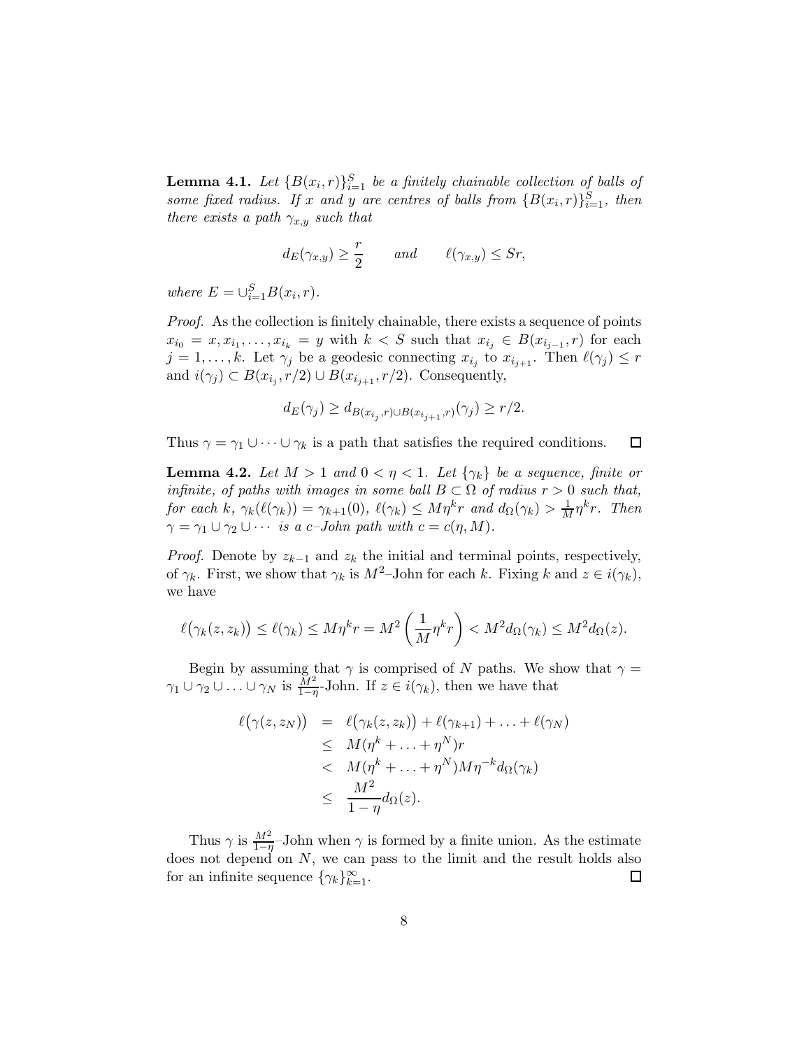**Lemma 4.1.** *Let $\{B(x_i, r)\}_{i=1}^S$ be a finitely chainable collection of balls of some fixed radius. If $x$ and $y$ are centres of balls from $\{B(x_i, r)\}_{i=1}^S$, then there exists a path $\gamma_{x,y}$ such that*

$$d_E(\gamma_{x,y}) \geq \frac{r}{2} \qquad \text{and} \qquad \ell(\gamma_{x,y}) \leq Sr,$$

*where $E = \cup_{i=1}^S B(x_i, r)$.*

*Proof.* As the collection is finitely chainable, there exists a sequence of points $x_{i_0} = x, x_{i_1}, \ldots, x_{i_k} = y$ with $k < S$ such that $x_{i_j} \in B(x_{i_{j-1}}, r)$ for each $j = 1, \ldots, k$. Let $\gamma_j$ be a geodesic connecting $x_{i_j}$ to $x_{i_{j+1}}$. Then $\ell(\gamma_j) \leq r$ and $i(\gamma_j) \subset B(x_{i_j}, r/2) \cup B(x_{i_{j+1}}, r/2)$. Consequently,

$$d_E(\gamma_j) \geq d_{B(x_{i_j}, r) \cup B(x_{i_{j+1}}, r)}(\gamma_j) \geq r/2.$$

Thus $\gamma = \gamma_1 \cup \cdots \cup \gamma_k$ is a path that satisfies the required conditions. □

**Lemma 4.2.** *Let $M > 1$ and $0 < \eta < 1$. Let $\{\gamma_k\}$ be a sequence, finite or infinite, of paths with images in some ball $B \subset \Omega$ of radius $r > 0$ such that, for each $k$, $\gamma_k(\ell(\gamma_k)) = \gamma_{k+1}(0)$, $\ell(\gamma_k) \leq M\eta^k r$ and $d_\Omega(\gamma_k) > \frac{1}{M}\eta^k r$. Then $\gamma = \gamma_1 \cup \gamma_2 \cup \cdots$ is a $c$–John path with $c = c(\eta, M)$.*

*Proof.* Denote by $z_{k-1}$ and $z_k$ the initial and terminal points, respectively, of $\gamma_k$. First, we show that $\gamma_k$ is $M^2$–John for each $k$. Fixing $k$ and $z \in i(\gamma_k)$, we have

$$\ell\big(\gamma_k(z, z_k)\big) \leq \ell(\gamma_k) \leq M\eta^k r = M^2\left(\frac{1}{M}\eta^k r\right) < M^2 d_\Omega(\gamma_k) \leq M^2 d_\Omega(z).$$

Begin by assuming that $\gamma$ is comprised of $N$ paths. We show that $\gamma = \gamma_1 \cup \gamma_2 \cup \ldots \cup \gamma_N$ is $\frac{M^2}{1-\eta}$-John. If $z \in i(\gamma_k)$, then we have that

$$\begin{aligned}
\ell\big(\gamma(z, z_N)\big) &= \ell\big(\gamma_k(z, z_k)\big) + \ell(\gamma_{k+1}) + \ldots + \ell(\gamma_N) \\
&\leq M(\eta^k + \ldots + \eta^N)r \\
&< M(\eta^k + \ldots + \eta^N)M\eta^{-k} d_\Omega(\gamma_k) \\
&\leq \frac{M^2}{1-\eta} d_\Omega(z).
\end{aligned}$$

Thus $\gamma$ is $\frac{M^2}{1-\eta}$–John when $\gamma$ is formed by a finite union. As the estimate does not depend on $N$, we can pass to the limit and the result holds also for an infinite sequence $\{\gamma_k\}_{k=1}^\infty$. □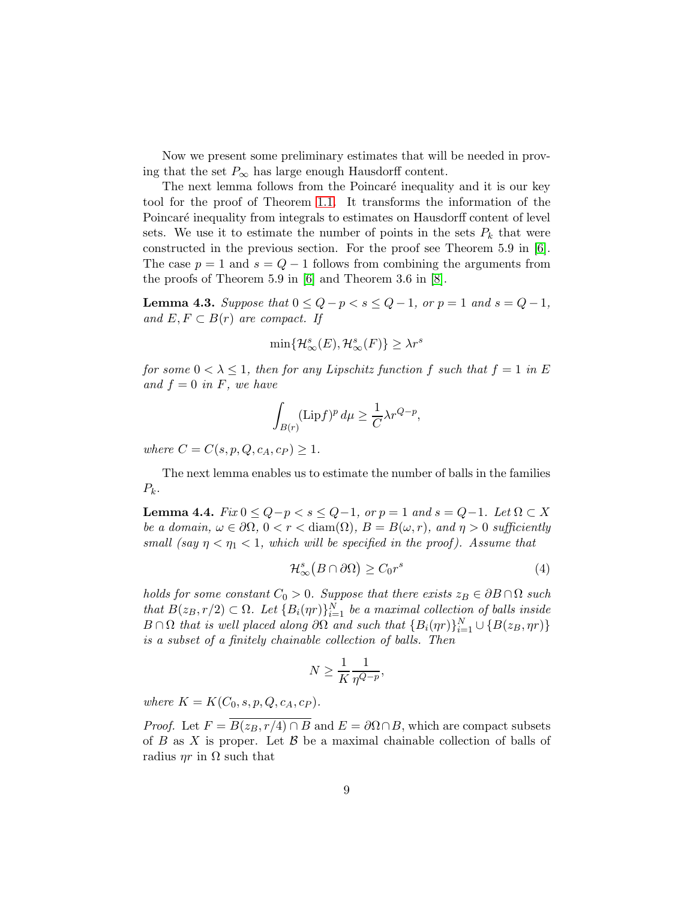Now we present some preliminary estimates that will be needed in proving that the set $P_\infty$ has large enough Hausdorff content.

The next lemma follows from the Poincaré inequality and it is our key tool for the proof of Theorem 1.1. It transforms the information of the Poincaré inequality from integrals to estimates on Hausdorff content of level sets. We use it to estimate the number of points in the sets $P_k$ that were constructed in the previous section. For the proof see Theorem 5.9 in [6]. The case $p = 1$ and $s = Q - 1$ follows from combining the arguments from the proofs of Theorem 5.9 in [6] and Theorem 3.6 in [8].

**Lemma 4.3.** *Suppose that $0 \leq Q - p < s \leq Q - 1$, or $p = 1$ and $s = Q - 1$, and $E, F \subset B(r)$ are compact. If*

$$\min\{\mathcal{H}^s_\infty(E), \mathcal{H}^s_\infty(F)\} \geq \lambda r^s$$

*for some $0 < \lambda \leq 1$, then for any Lipschitz function $f$ such that $f = 1$ in $E$ and $f = 0$ in $F$, we have*

$$\int_{B(r)} (\mathrm{Lip} f)^p \, d\mu \geq \frac{1}{C} \lambda r^{Q-p},$$

*where $C = C(s, p, Q, c_A, c_P) \geq 1$.*

The next lemma enables us to estimate the number of balls in the families $P_k$.

**Lemma 4.4.** *Fix $0 \leq Q - p < s \leq Q - 1$, or $p = 1$ and $s = Q - 1$. Let $\Omega \subset X$ be a domain, $\omega \in \partial\Omega$, $0 < r < \mathrm{diam}(\Omega)$, $B = B(\omega, r)$, and $\eta > 0$ sufficiently small (say $\eta < \eta_1 < 1$, which will be specified in the proof). Assume that*

$$\mathcal{H}^s_\infty\big(B \cap \partial\Omega\big) \geq C_0 r^s \tag{4}$$

*holds for some constant $C_0 > 0$. Suppose that there exists $z_B \in \partial B \cap \Omega$ such that $B(z_B, r/2) \subset \Omega$. Let $\{B_i(\eta r)\}_{i=1}^N$ be a maximal collection of balls inside $B \cap \Omega$ that is well placed along $\partial\Omega$ and such that $\{B_i(\eta r)\}_{i=1}^N \cup \{B(z_B, \eta r)\}$ is a subset of a finitely chainable collection of balls. Then*

$$N \geq \frac{1}{K} \frac{1}{\eta^{Q-p}},$$

*where $K = K(C_0, s, p, Q, c_A, c_P)$.*

*Proof.* Let $F = \overline{B(z_B, r/4) \cap B}$ and $E = \partial\Omega \cap B$, which are compact subsets of $B$ as $X$ is proper. Let $\mathcal{B}$ be a maximal chainable collection of balls of radius $\eta r$ in $\Omega$ such that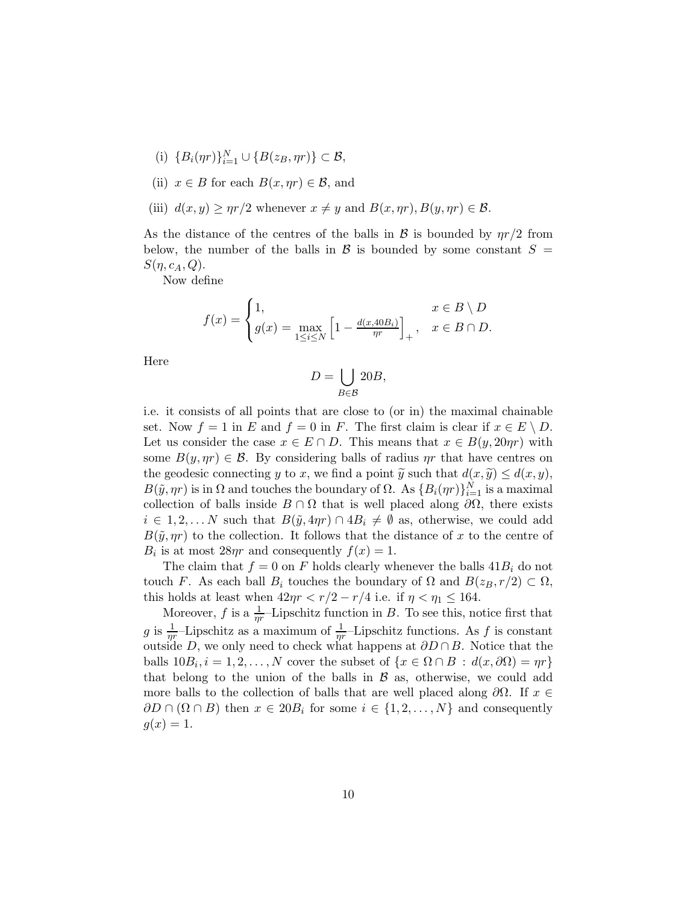(i) $\{B_i(\eta r)\}_{i=1}^N \cup \{B(z_B, \eta r)\} \subset \mathcal{B}$,

(ii) $x \in B$ for each $B(x, \eta r) \in \mathcal{B}$, and

(iii) $d(x, y) \geq \eta r/2$ whenever $x \neq y$ and $B(x, \eta r), B(y, \eta r) \in \mathcal{B}$.

As the distance of the centres of the balls in $\mathcal{B}$ is bounded by $\eta r/2$ from below, the number of the balls in $\mathcal{B}$ is bounded by some constant $S = S(\eta, c_A, Q)$.

Now define

$$f(x) = \begin{cases} 1, & x \in B \setminus D \\ g(x) = \max\limits_{1 \leq i \leq N} \left[1 - \frac{d(x, 40B_i)}{\eta r}\right]_+, & x \in B \cap D. \end{cases}$$

Here

$$D = \bigcup_{B \in \mathcal{B}} 20B,$$

i.e. it consists of all points that are close to (or in) the maximal chainable set. Now $f = 1$ in $E$ and $f = 0$ in $F$. The first claim is clear if $x \in E \setminus D$. Let us consider the case $x \in E \cap D$. This means that $x \in B(y, 20\eta r)$ with some $B(y, \eta r) \in \mathcal{B}$. By considering balls of radius $\eta r$ that have centres on the geodesic connecting $y$ to $x$, we find a point $\widetilde{y}$ such that $d(x, \widetilde{y}) \leq d(x, y)$, $B(\tilde{y}, \eta r)$ is in $\Omega$ and touches the boundary of $\Omega$. As $\{B_i(\eta r)\}_{i=1}^N$ is a maximal collection of balls inside $B \cap \Omega$ that is well placed along $\partial\Omega$, there exists $i \in 1, 2, \ldots N$ such that $B(\tilde{y}, 4\eta r) \cap 4B_i \neq \emptyset$ as, otherwise, we could add $B(\tilde{y}, \eta r)$ to the collection. It follows that the distance of $x$ to the centre of $B_i$ is at most $28\eta r$ and consequently $f(x) = 1$.

The claim that $f = 0$ on $F$ holds clearly whenever the balls $41B_i$ do not touch $F$. As each ball $B_i$ touches the boundary of $\Omega$ and $B(z_B, r/2) \subset \Omega$, this holds at least when $42\eta r < r/2 - r/4$ i.e. if $\eta < \eta_1 \leq 164$.

Moreover, $f$ is a $\frac{1}{\eta r}$–Lipschitz function in $B$. To see this, notice first that $g$ is $\frac{1}{\eta r}$–Lipschitz as a maximum of $\frac{1}{\eta r}$–Lipschitz functions. As $f$ is constant outside $D$, we only need to check what happens at $\partial D \cap B$. Notice that the balls $10B_i, i = 1, 2, \ldots, N$ cover the subset of $\{x \in \Omega \cap B : d(x, \partial\Omega) = \eta r\}$ that belong to the union of the balls in $\mathcal{B}$ as, otherwise, we could add more balls to the collection of balls that are well placed along $\partial\Omega$. If $x \in \partial D \cap (\Omega \cap B)$ then $x \in 20B_i$ for some $i \in \{1, 2, \ldots, N\}$ and consequently $g(x) = 1$.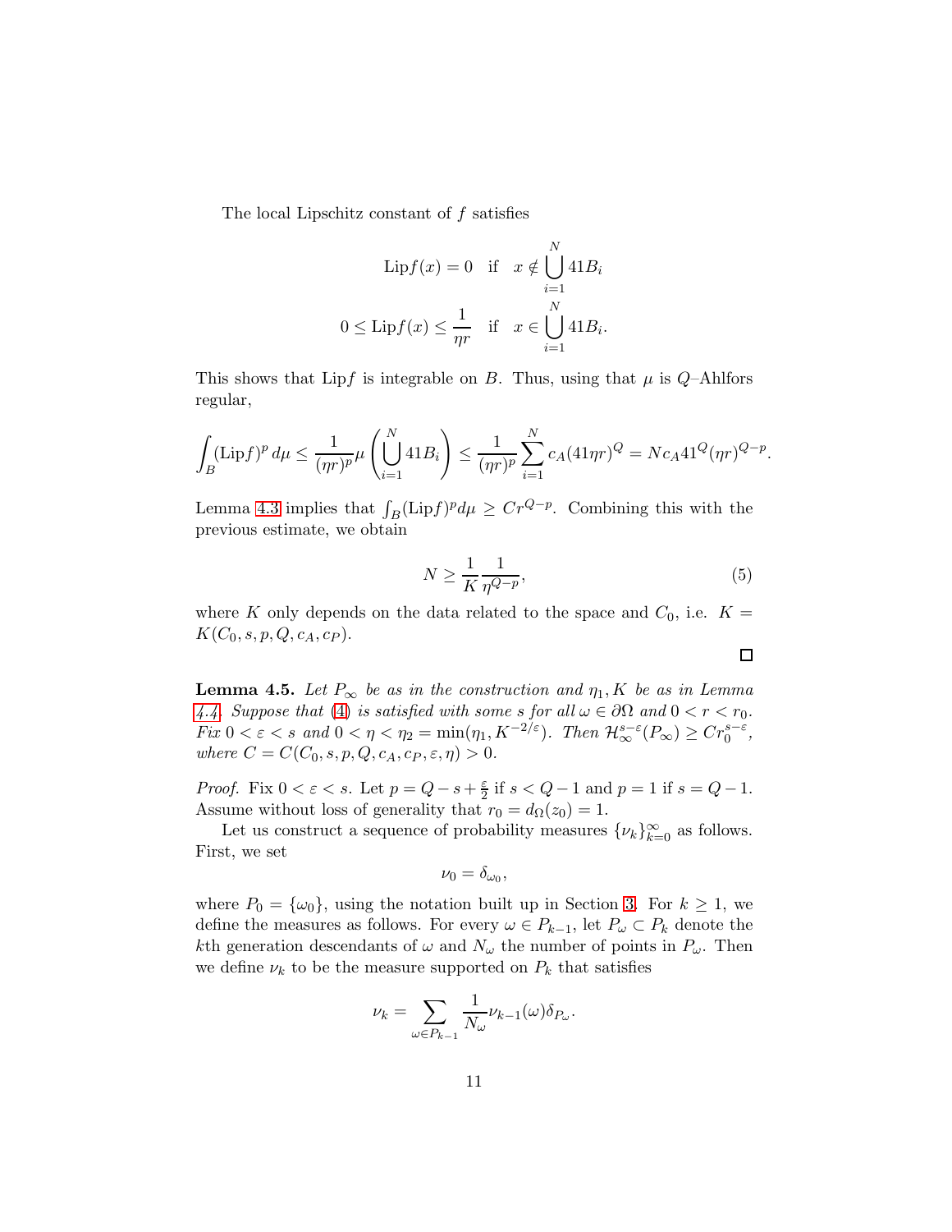The local Lipschitz constant of $f$ satisfies

$$\mathrm{Lip}f(x) = 0 \quad \text{if} \quad x \notin \bigcup_{i=1}^{N} 41B_i$$

$$0 \le \mathrm{Lip}f(x) \le \frac{1}{\eta r} \quad \text{if} \quad x \in \bigcup_{i=1}^{N} 41B_i.$$

This shows that $\mathrm{Lip}f$ is integrable on $B$. Thus, using that $\mu$ is $Q$–Ahlfors regular,

$$\int_B (\mathrm{Lip}f)^p \, d\mu \le \frac{1}{(\eta r)^p} \mu \left( \bigcup_{i=1}^{N} 41B_i \right) \le \frac{1}{(\eta r)^p} \sum_{i=1}^{N} c_A (41\eta r)^Q = N c_A 41^Q (\eta r)^{Q-p}.$$

Lemma 4.3 implies that $\int_B (\mathrm{Lip}f)^p d\mu \ge C r^{Q-p}$. Combining this with the previous estimate, we obtain

$$N \ge \frac{1}{K} \frac{1}{\eta^{Q-p}}, \tag{5}$$

where $K$ only depends on the data related to the space and $C_0$, i.e. $K = K(C_0, s, p, Q, c_A, c_P)$.

□

**Lemma 4.5.** *Let $P_\infty$ be as in the construction and $\eta_1, K$ be as in Lemma 4.4. Suppose that (4) is satisfied with some $s$ for all $\omega \in \partial\Omega$ and $0 < r < r_0$. Fix $0 < \varepsilon < s$ and $0 < \eta < \eta_2 = \min(\eta_1, K^{-2/\varepsilon})$. Then $\mathcal{H}^{s-\varepsilon}_\infty(P_\infty) \ge C r_0^{s-\varepsilon}$, where $C = C(C_0, s, p, Q, c_A, c_P, \varepsilon, \eta) > 0$.*

*Proof.* Fix $0 < \varepsilon < s$. Let $p = Q - s + \frac{\varepsilon}{2}$ if $s < Q - 1$ and $p = 1$ if $s = Q - 1$. Assume without loss of generality that $r_0 = d_\Omega(z_0) = 1$.

Let us construct a sequence of probability measures $\{\nu_k\}_{k=0}^\infty$ as follows. First, we set

$$\nu_0 = \delta_{\omega_0},$$

where $P_0 = \{\omega_0\}$, using the notation built up in Section 3. For $k \ge 1$, we define the measures as follows. For every $\omega \in P_{k-1}$, let $P_\omega \subset P_k$ denote the $k$th generation descendants of $\omega$ and $N_\omega$ the number of points in $P_\omega$. Then we define $\nu_k$ to be the measure supported on $P_k$ that satisfies

$$\nu_k = \sum_{\omega \in P_{k-1}} \frac{1}{N_\omega} \nu_{k-1}(\omega) \delta_{P_\omega}.$$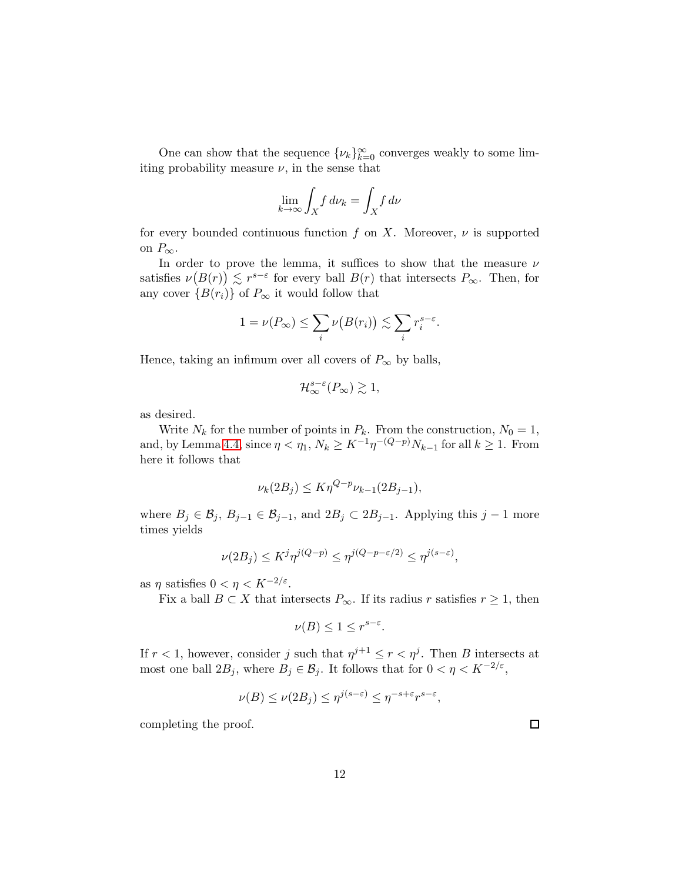One can show that the sequence $\{\nu_k\}_{k=0}^{\infty}$ converges weakly to some limiting probability measure $\nu$, in the sense that

$$\lim_{k\to\infty} \int_X f\, d\nu_k = \int_X f\, d\nu$$

for every bounded continuous function $f$ on $X$. Moreover, $\nu$ is supported on $P_\infty$.

In order to prove the lemma, it suffices to show that the measure $\nu$ satisfies $\nu\big(B(r)\big) \lesssim r^{s-\varepsilon}$ for every ball $B(r)$ that intersects $P_\infty$. Then, for any cover $\{B(r_i)\}$ of $P_\infty$ it would follow that

$$1 = \nu(P_\infty) \leq \sum_i \nu\big(B(r_i)\big) \lesssim \sum_i r_i^{s-\varepsilon}.$$

Hence, taking an infimum over all covers of $P_\infty$ by balls,

$$\mathcal{H}_\infty^{s-\varepsilon}(P_\infty) \gtrsim 1,$$

as desired.

Write $N_k$ for the number of points in $P_k$. From the construction, $N_0 = 1$, and, by Lemma 4.4, since $\eta < \eta_1$, $N_k \geq K^{-1}\eta^{-(Q-p)}N_{k-1}$ for all $k \geq 1$. From here it follows that

$$\nu_k(2B_j) \leq K\eta^{Q-p}\nu_{k-1}(2B_{j-1}),$$

where $B_j \in \mathcal{B}_j$, $B_{j-1} \in \mathcal{B}_{j-1}$, and $2B_j \subset 2B_{j-1}$. Applying this $j-1$ more times yields

$$\nu(2B_j) \leq K^j\eta^{j(Q-p)} \leq \eta^{j(Q-p-\varepsilon/2)} \leq \eta^{j(s-\varepsilon)},$$

as $\eta$ satisfies $0 < \eta < K^{-2/\varepsilon}$.

Fix a ball $B \subset X$ that intersects $P_\infty$. If its radius $r$ satisfies $r \geq 1$, then

$$\nu(B) \leq 1 \leq r^{s-\varepsilon}.$$

If $r < 1$, however, consider $j$ such that $\eta^{j+1} \leq r < \eta^j$. Then $B$ intersects at most one ball $2B_j$, where $B_j \in \mathcal{B}_j$. It follows that for $0 < \eta < K^{-2/\varepsilon}$,

$$\nu(B) \leq \nu(2B_j) \leq \eta^{j(s-\varepsilon)} \leq \eta^{-s+\varepsilon}r^{s-\varepsilon},$$

completing the proof. $\square$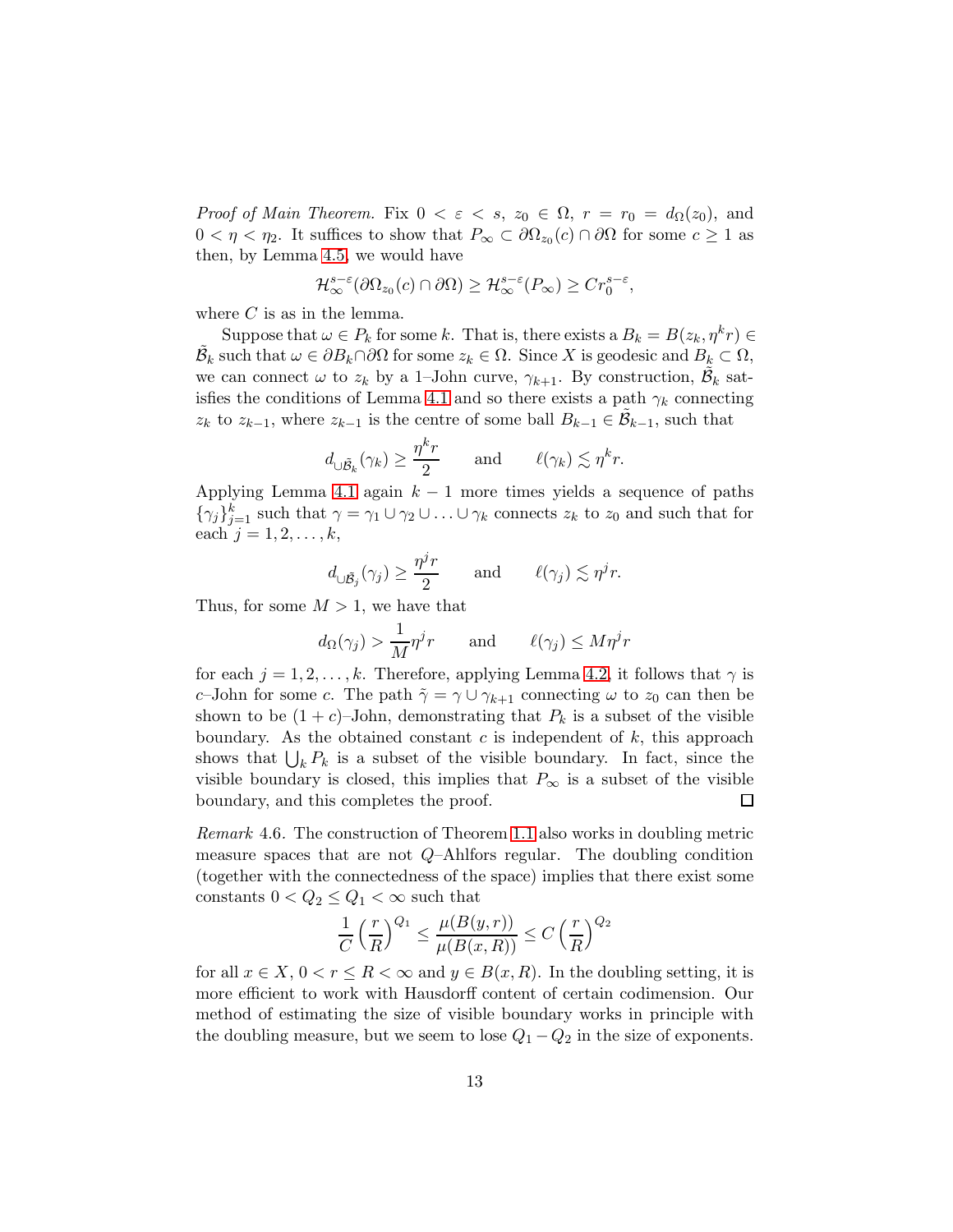*Proof of Main Theorem.* Fix $0 < \varepsilon < s$, $z_0 \in \Omega$, $r = r_0 = d_\Omega(z_0)$, and $0 < \eta < \eta_2$. It suffices to show that $P_\infty \subset \partial\Omega_{z_0}(c) \cap \partial\Omega$ for some $c \geq 1$ as then, by Lemma 4.5, we would have

$$\mathcal{H}^{s-\varepsilon}_\infty(\partial\Omega_{z_0}(c) \cap \partial\Omega) \geq \mathcal{H}^{s-\varepsilon}_\infty(P_\infty) \geq C r_0^{s-\varepsilon},$$

where $C$ is as in the lemma.

Suppose that $\omega \in P_k$ for some $k$. That is, there exists a $B_k = B(z_k, \eta^k r) \in \tilde{\mathcal{B}}_k$ such that $\omega \in \partial B_k \cap \partial\Omega$ for some $z_k \in \Omega$. Since $X$ is geodesic and $B_k \subset \Omega$, we can connect $\omega$ to $z_k$ by a 1–John curve, $\gamma_{k+1}$. By construction, $\tilde{\mathcal{B}}_k$ satisfies the conditions of Lemma 4.1 and so there exists a path $\gamma_k$ connecting $z_k$ to $z_{k-1}$, where $z_{k-1}$ is the centre of some ball $B_{k-1} \in \tilde{\mathcal{B}}_{k-1}$, such that

$$d_{\cup\tilde{\mathcal{B}}_k}(\gamma_k) \geq \frac{\eta^k r}{2} \qquad \text{and} \qquad \ell(\gamma_k) \lesssim \eta^k r.$$

Applying Lemma 4.1 again $k-1$ more times yields a sequence of paths $\{\gamma_j\}_{j=1}^k$ such that $\gamma = \gamma_1 \cup \gamma_2 \cup \ldots \cup \gamma_k$ connects $z_k$ to $z_0$ and such that for each $j = 1, 2, \ldots, k$,

$$d_{\cup\tilde{\mathcal{B}}_j}(\gamma_j) \geq \frac{\eta^j r}{2} \qquad \text{and} \qquad \ell(\gamma_j) \lesssim \eta^j r.$$

Thus, for some $M > 1$, we have that

$$d_\Omega(\gamma_j) > \frac{1}{M}\eta^j r \qquad \text{and} \qquad \ell(\gamma_j) \leq M\eta^j r$$

for each $j = 1, 2, \ldots, k$. Therefore, applying Lemma 4.2, it follows that $\gamma$ is $c$–John for some $c$. The path $\tilde{\gamma} = \gamma \cup \gamma_{k+1}$ connecting $\omega$ to $z_0$ can then be shown to be $(1+c)$–John, demonstrating that $P_k$ is a subset of the visible boundary. As the obtained constant $c$ is independent of $k$, this approach shows that $\bigcup_k P_k$ is a subset of the visible boundary. In fact, since the visible boundary is closed, this implies that $P_\infty$ is a subset of the visible boundary, and this completes the proof. $\square$

*Remark* 4.6. The construction of Theorem 1.1 also works in doubling metric measure spaces that are not $Q$–Ahlfors regular. The doubling condition (together with the connectedness of the space) implies that there exist some constants $0 < Q_2 \leq Q_1 < \infty$ such that

$$\frac{1}{C}\left(\frac{r}{R}\right)^{Q_1} \leq \frac{\mu(B(y,r))}{\mu(B(x,R))} \leq C\left(\frac{r}{R}\right)^{Q_2}$$

for all $x \in X$, $0 < r \leq R < \infty$ and $y \in B(x,R)$. In the doubling setting, it is more efficient to work with Hausdorff content of certain codimension. Our method of estimating the size of visible boundary works in principle with the doubling measure, but we seem to lose $Q_1 - Q_2$ in the size of exponents.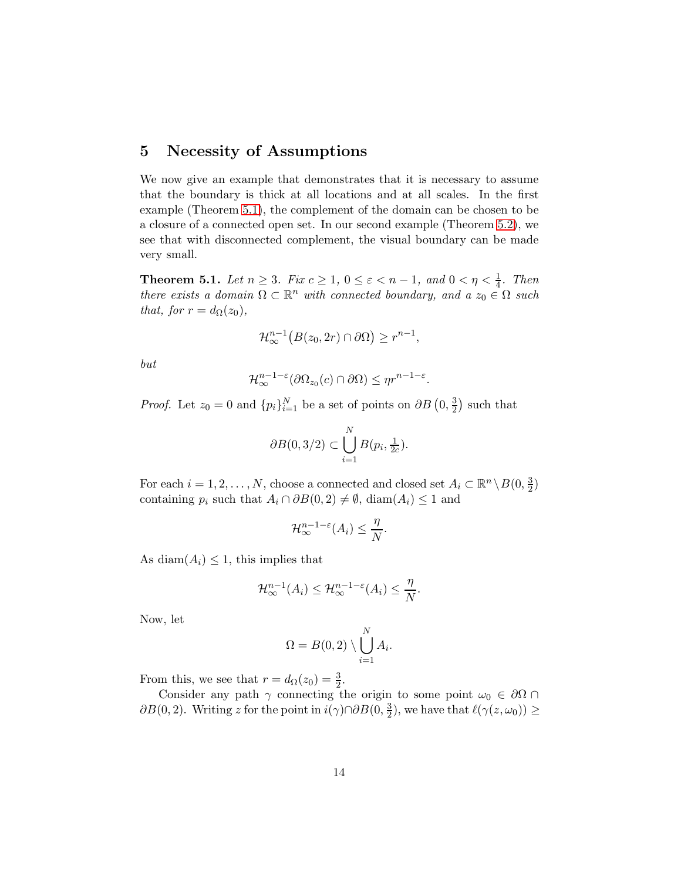## 5 Necessity of Assumptions

We now give an example that demonstrates that it is necessary to assume that the boundary is thick at all locations and at all scales. In the first example (Theorem 5.1), the complement of the domain can be chosen to be a closure of a connected open set. In our second example (Theorem 5.2), we see that with disconnected complement, the visual boundary can be made very small.

**Theorem 5.1.** *Let $n \geq 3$. Fix $c \geq 1$, $0 \leq \varepsilon < n-1$, and $0 < \eta < \frac{1}{4}$. Then there exists a domain $\Omega \subset \mathbb{R}^n$ with connected boundary, and a $z_0 \in \Omega$ such that, for $r = d_\Omega(z_0)$,*

$$\mathcal{H}^{n-1}_\infty\big(B(z_0, 2r) \cap \partial\Omega\big) \geq r^{n-1},$$

*but*

$$\mathcal{H}^{n-1-\varepsilon}_\infty(\partial\Omega_{z_0}(c) \cap \partial\Omega) \leq \eta r^{n-1-\varepsilon}.$$

*Proof.* Let $z_0 = 0$ and $\{p_i\}_{i=1}^N$ be a set of points on $\partial B\left(0, \frac{3}{2}\right)$ such that

$$\partial B(0, 3/2) \subset \bigcup_{i=1}^N B(p_i, \tfrac{1}{2c}).$$

For each $i = 1, 2, \ldots, N$, choose a connected and closed set $A_i \subset \mathbb{R}^n \setminus B(0, \frac{3}{2})$ containing $p_i$ such that $A_i \cap \partial B(0, 2) \neq \emptyset$, $\operatorname{diam}(A_i) \leq 1$ and

$$\mathcal{H}^{n-1-\varepsilon}_\infty(A_i) \leq \frac{\eta}{N}.$$

As $\operatorname{diam}(A_i) \leq 1$, this implies that

$$\mathcal{H}^{n-1}_\infty(A_i) \leq \mathcal{H}^{n-1-\varepsilon}_\infty(A_i) \leq \frac{\eta}{N}.$$

Now, let

$$\Omega = B(0, 2) \setminus \bigcup_{i=1}^N A_i.$$

From this, we see that $r = d_\Omega(z_0) = \frac{3}{2}$.

Consider any path $\gamma$ connecting the origin to some point $\omega_0 \in \partial\Omega \cap \partial B(0, 2)$. Writing $z$ for the point in $i(\gamma) \cap \partial B(0, \frac{3}{2})$, we have that $\ell(\gamma(z, \omega_0)) \geq$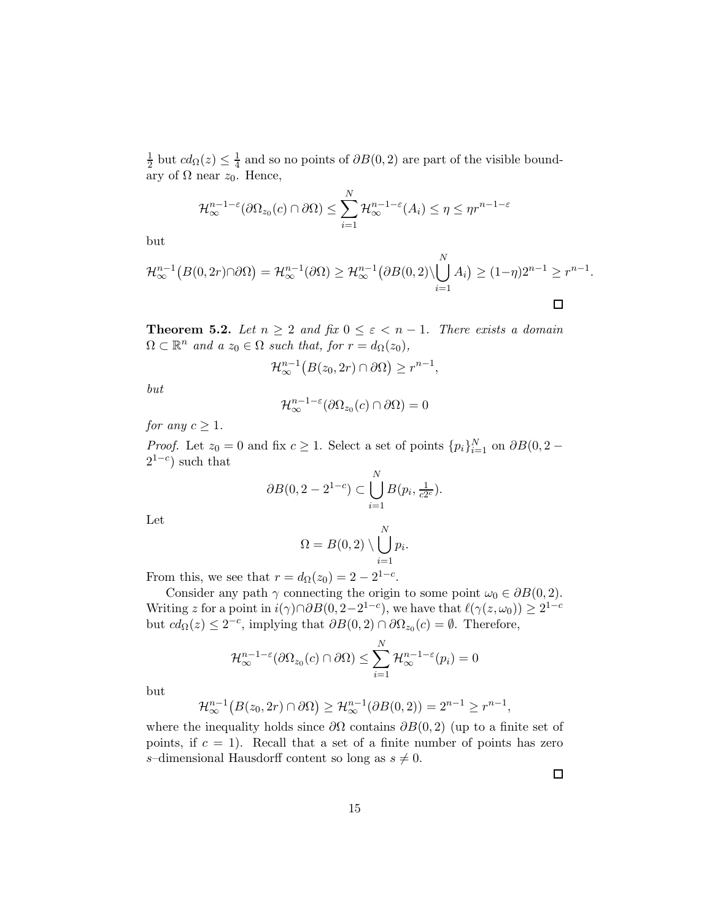$\frac{1}{2}$ but $cd_\Omega(z) \le \frac{1}{4}$ and so no points of $\partial B(0,2)$ are part of the visible boundary of $\Omega$ near $z_0$. Hence,

$$\mathcal{H}^{n-1-\varepsilon}_\infty(\partial\Omega_{z_0}(c) \cap \partial\Omega) \le \sum_{i=1}^N \mathcal{H}^{n-1-\varepsilon}_\infty(A_i) \le \eta \le \eta r^{n-1-\varepsilon}$$

but

$$\mathcal{H}^{n-1}_\infty\big(B(0,2r)\cap\partial\Omega\big) = \mathcal{H}^{n-1}_\infty(\partial\Omega) \ge \mathcal{H}^{n-1}_\infty\big(\partial B(0,2)\setminus\bigcup_{i=1}^N A_i\big) \ge (1-\eta)2^{n-1} \ge r^{n-1}.$$

□

**Theorem 5.2.** *Let $n \ge 2$ and fix $0 \le \varepsilon < n-1$. There exists a domain $\Omega \subset \mathbb{R}^n$ and a $z_0 \in \Omega$ such that, for $r = d_\Omega(z_0)$,*

$$\mathcal{H}^{n-1}_\infty\big(B(z_0,2r)\cap\partial\Omega\big) \ge r^{n-1},$$

*but*

$$\mathcal{H}^{n-1-\varepsilon}_\infty(\partial\Omega_{z_0}(c) \cap \partial\Omega) = 0$$

*for any $c \ge 1$.*

*Proof.* Let $z_0 = 0$ and fix $c \ge 1$. Select a set of points $\{p_i\}_{i=1}^N$ on $\partial B(0, 2 - 2^{1-c})$ such that

$$\partial B(0, 2-2^{1-c}) \subset \bigcup_{i=1}^N B(p_i, \tfrac{1}{c2^c}).$$

Let

$$\Omega = B(0,2) \setminus \bigcup_{i=1}^N p_i.$$

From this, we see that $r = d_\Omega(z_0) = 2 - 2^{1-c}$.

Consider any path $\gamma$ connecting the origin to some point $\omega_0 \in \partial B(0,2)$. Writing $z$ for a point in $i(\gamma)\cap\partial B(0, 2-2^{1-c})$, we have that $\ell(\gamma(z,\omega_0)) \ge 2^{1-c}$ but $cd_\Omega(z) \le 2^{-c}$, implying that $\partial B(0,2) \cap \partial\Omega_{z_0}(c) = \emptyset$. Therefore,

$$\mathcal{H}^{n-1-\varepsilon}_\infty(\partial\Omega_{z_0}(c) \cap \partial\Omega) \le \sum_{i=1}^N \mathcal{H}^{n-1-\varepsilon}_\infty(p_i) = 0$$

but

$$\mathcal{H}^{n-1}_\infty\big(B(z_0,2r)\cap\partial\Omega\big) \ge \mathcal{H}^{n-1}_\infty(\partial B(0,2)) = 2^{n-1} \ge r^{n-1},$$

where the inequality holds since $\partial\Omega$ contains $\partial B(0,2)$ (up to a finite set of points, if $c = 1$). Recall that a set of a finite number of points has zero $s$–dimensional Hausdorff content so long as $s \ne 0$.

□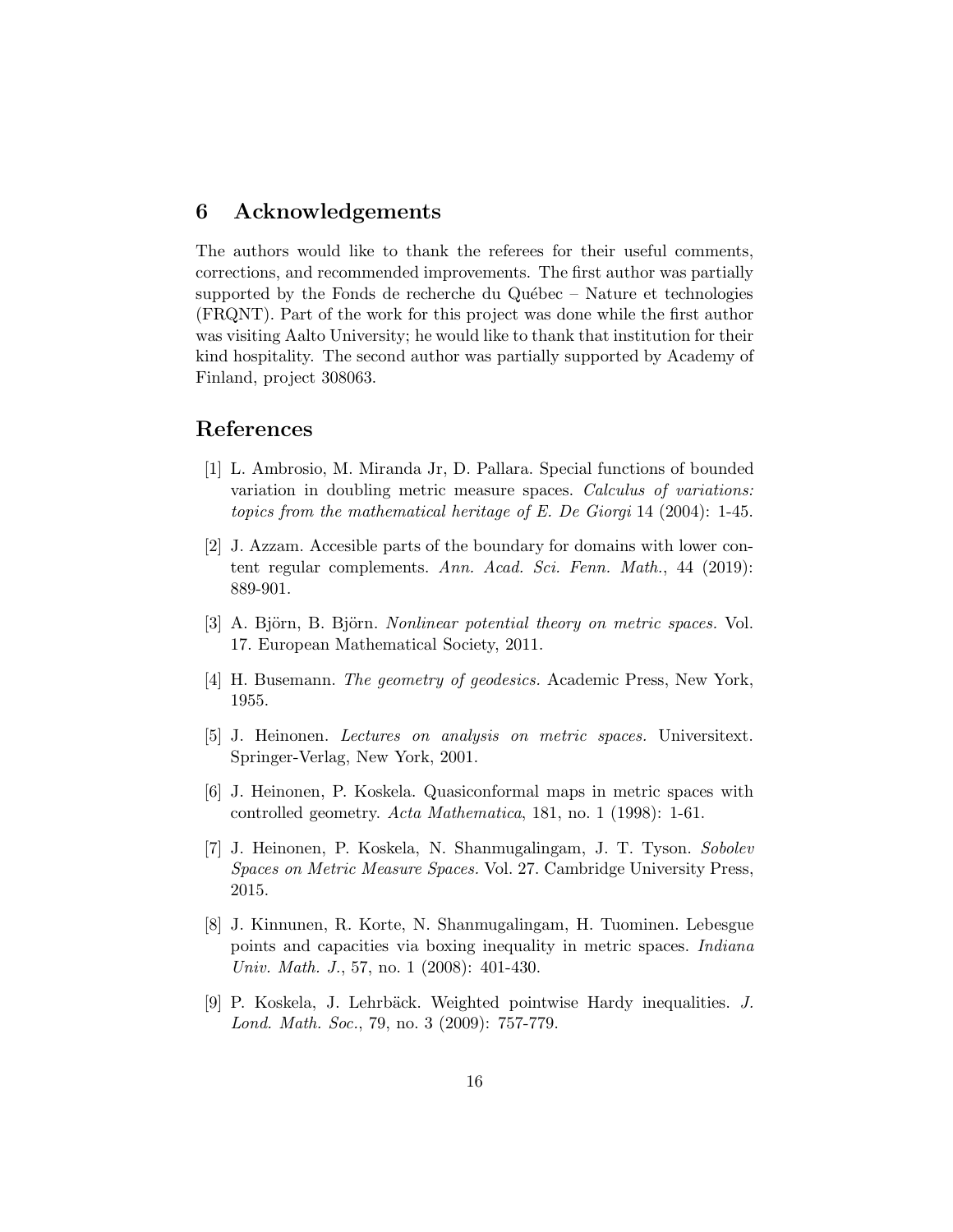## 6 Acknowledgements

The authors would like to thank the referees for their useful comments, corrections, and recommended improvements. The first author was partially supported by the Fonds de recherche du Québec – Nature et technologies (FRQNT). Part of the work for this project was done while the first author was visiting Aalto University; he would like to thank that institution for their kind hospitality. The second author was partially supported by Academy of Finland, project 308063.

## References

[1] L. Ambrosio, M. Miranda Jr, D. Pallara. Special functions of bounded variation in doubling metric measure spaces. *Calculus of variations: topics from the mathematical heritage of E. De Giorgi* 14 (2004): 1-45.

[2] J. Azzam. Accesible parts of the boundary for domains with lower content regular complements. *Ann. Acad. Sci. Fenn. Math.*, 44 (2019): 889-901.

[3] A. Björn, B. Björn. *Nonlinear potential theory on metric spaces.* Vol. 17. European Mathematical Society, 2011.

[4] H. Busemann. *The geometry of geodesics.* Academic Press, New York, 1955.

[5] J. Heinonen. *Lectures on analysis on metric spaces.* Universitext. Springer-Verlag, New York, 2001.

[6] J. Heinonen, P. Koskela. Quasiconformal maps in metric spaces with controlled geometry. *Acta Mathematica*, 181, no. 1 (1998): 1-61.

[7] J. Heinonen, P. Koskela, N. Shanmugalingam, J. T. Tyson. *Sobolev Spaces on Metric Measure Spaces.* Vol. 27. Cambridge University Press, 2015.

[8] J. Kinnunen, R. Korte, N. Shanmugalingam, H. Tuominen. Lebesgue points and capacities via boxing inequality in metric spaces. *Indiana Univ. Math. J.*, 57, no. 1 (2008): 401-430.

[9] P. Koskela, J. Lehrbäck. Weighted pointwise Hardy inequalities. *J. Lond. Math. Soc.*, 79, no. 3 (2009): 757-779.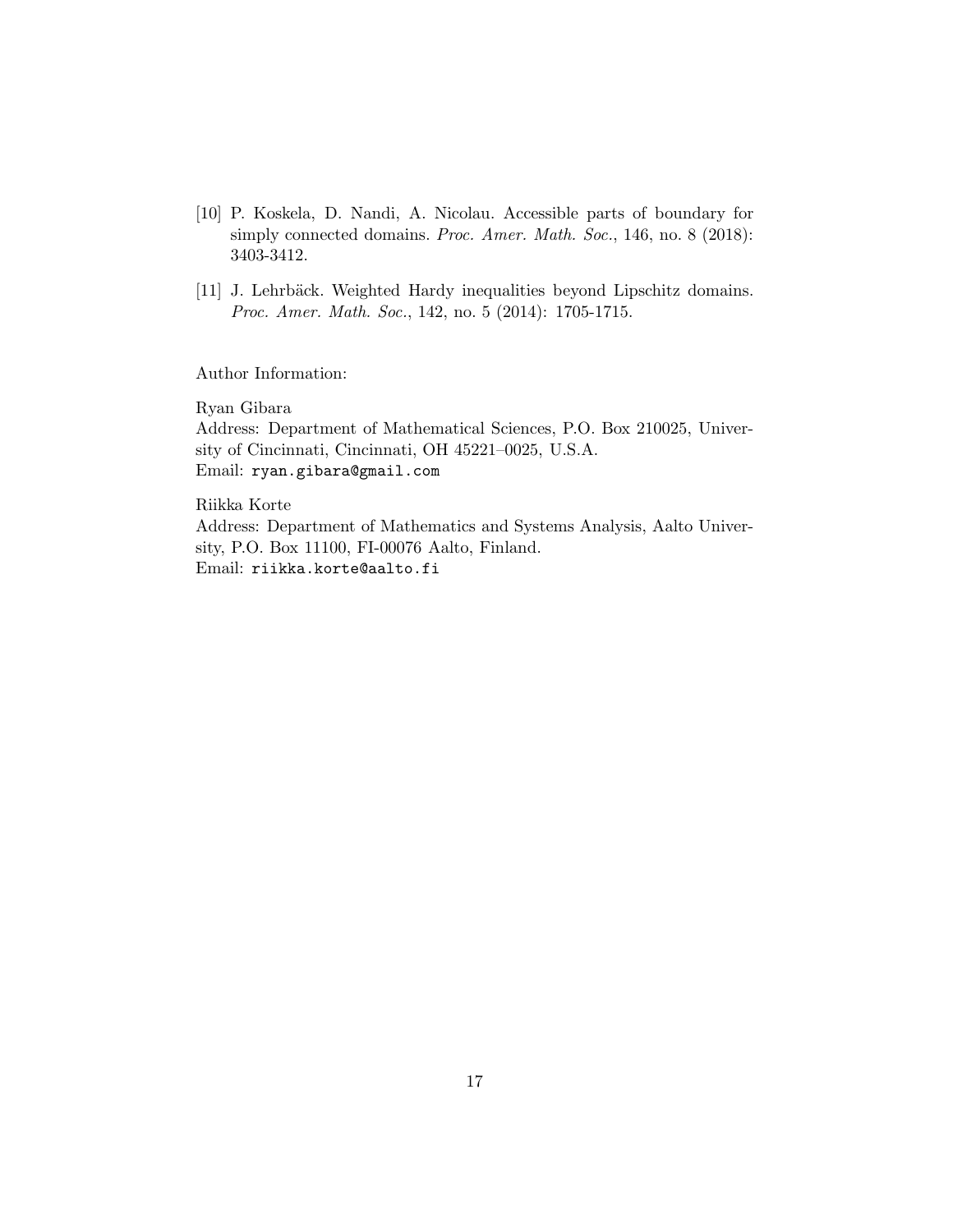[10] P. Koskela, D. Nandi, A. Nicolau. Accessible parts of boundary for simply connected domains. *Proc. Amer. Math. Soc.*, 146, no. 8 (2018): 3403-3412.

[11] J. Lehrbäck. Weighted Hardy inequalities beyond Lipschitz domains. *Proc. Amer. Math. Soc.*, 142, no. 5 (2014): 1705-1715.

Author Information:

Ryan Gibara
Address: Department of Mathematical Sciences, P.O. Box 210025, University of Cincinnati, Cincinnati, OH 45221–0025, U.S.A.
Email: `ryan.gibara@gmail.com`

Riikka Korte
Address: Department of Mathematics and Systems Analysis, Aalto University, P.O. Box 11100, FI-00076 Aalto, Finland.
Email: `riikka.korte@aalto.fi`